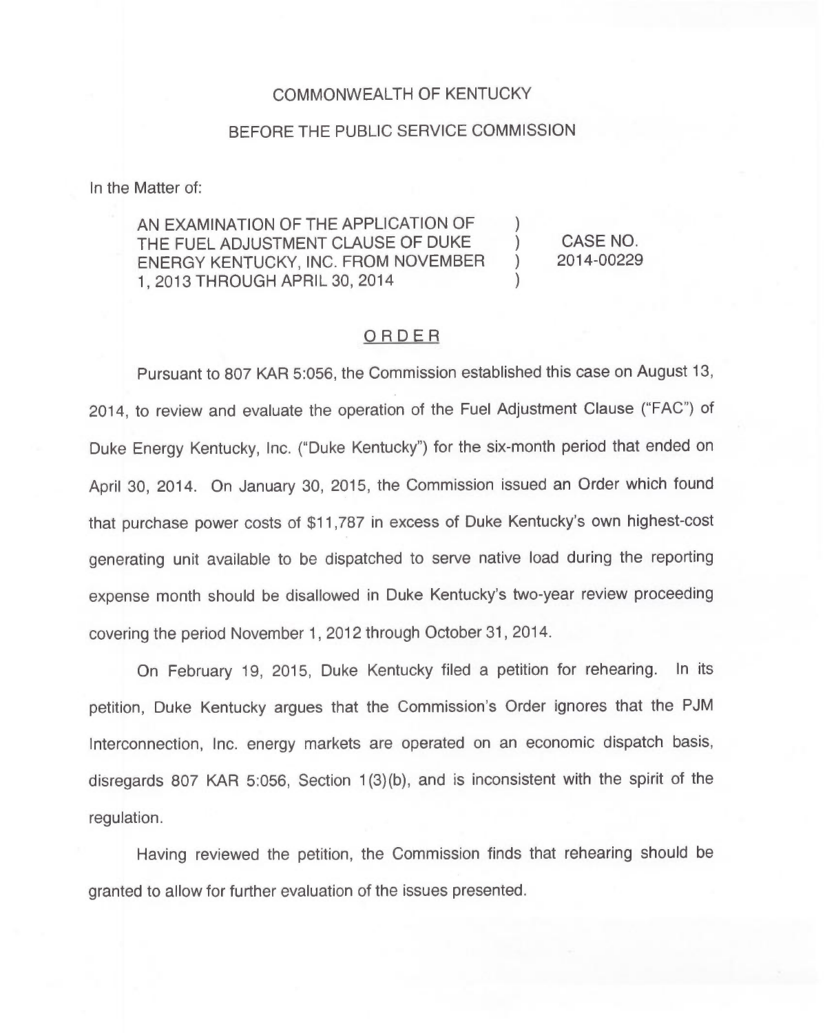COMMONWEALTH OF KENTUCKY

BEFORE THE PUBLIC SERVICE COMMISSION

In the Matter of:

AN EXAMINATION OF THE APPLICATION OF THE FUEL ADJUSTMENT CLAUSE OF DUKE ENERGY KENTUCKY, INC. FROM NOVEMBER 1, 2013 THROUGH APRIL 30, 2014 ) ) ) )

CASE NO. 2014-00229

## ORDER

Pursuant to 807 KAR 5:056, the Commission established this case on August 13, 2014, to review and evaluate the operation of the Fuel Adjustment Clause ("FAC") of Duke Energy Kentucky, Inc. ("Duke Kentucky") for the six-month period that ended on April 30, 2014. On January 30, 2015, the Commission issued an Order which found that purchase power costs of $11,787 in excess of Duke Kentucky's own highest-cost generating unit available to be dispatched to serve native load during the reporting expense month should be disallowed in Duke Kentucky's two-year review proceeding covering the period November 1, 2012 through October 31, 2014.

On February 19, 2015, Duke Kentucky filed a petition for rehearing. In its petition, Duke Kentucky argues that the Commission's Order ignores that the PJM Interconnection, Inc. energy markets are operated on an economic dispatch basis, disregards 807 KAR 5:056, Section 1(3)(b), and is inconsistent with the spirit of the regulation.

Having reviewed the petition, the Commission finds that rehearing should be granted to allow for further evaluation of the issues presented.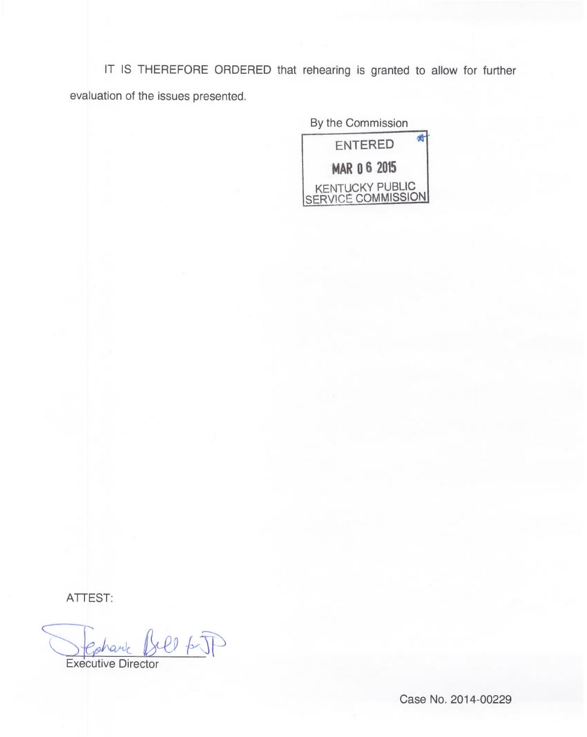IT IS THEREFORE ORDERED that rehearing is granted to allow for further evaluation of the issues presented.

By the Commission

ENTERED

MAR 06 2015

KENTUCKY PUBLIC SERVICE COMMISSION

ATTEST:

Executive Director

Case No. 2014-00229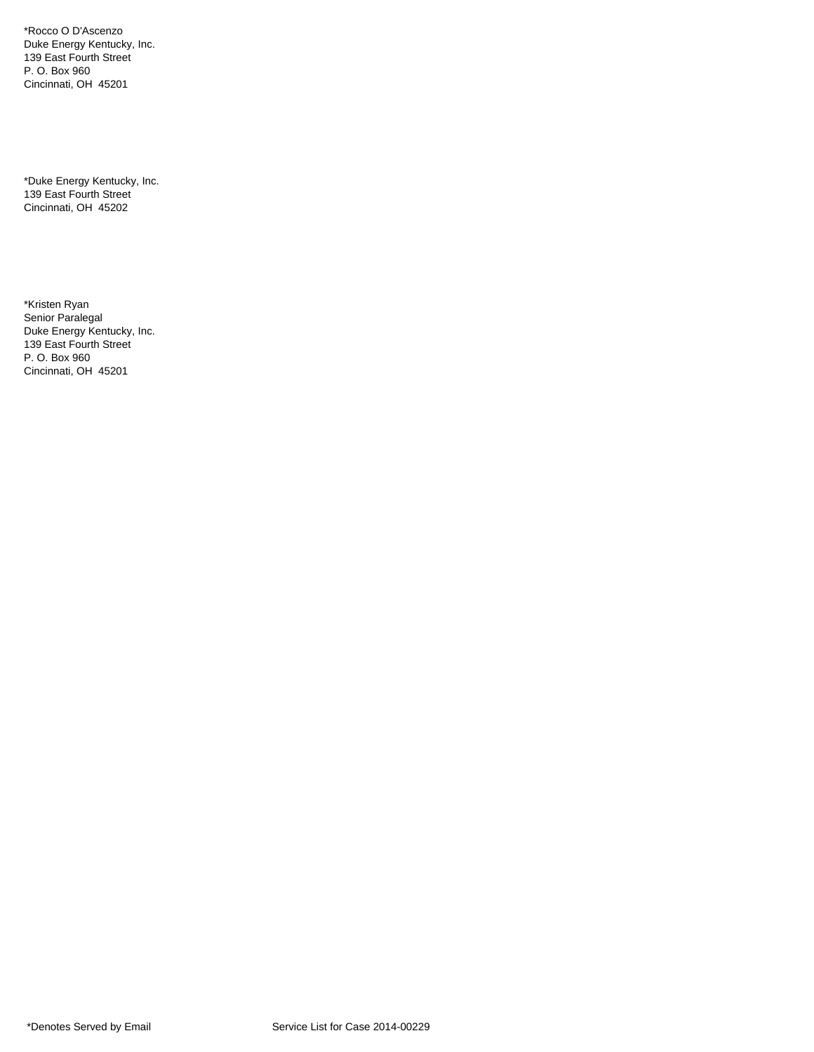*Rocco O D'Ascenzo
Duke Energy Kentucky, Inc.
139 East Fourth Street
P. O. Box 960
Cincinnati, OH  45201

*Duke Energy Kentucky, Inc.
139 East Fourth Street
Cincinnati, OH  45202

*Kristen Ryan
Senior Paralegal
Duke Energy Kentucky, Inc.
139 East Fourth Street
P. O. Box 960
Cincinnati, OH  45201